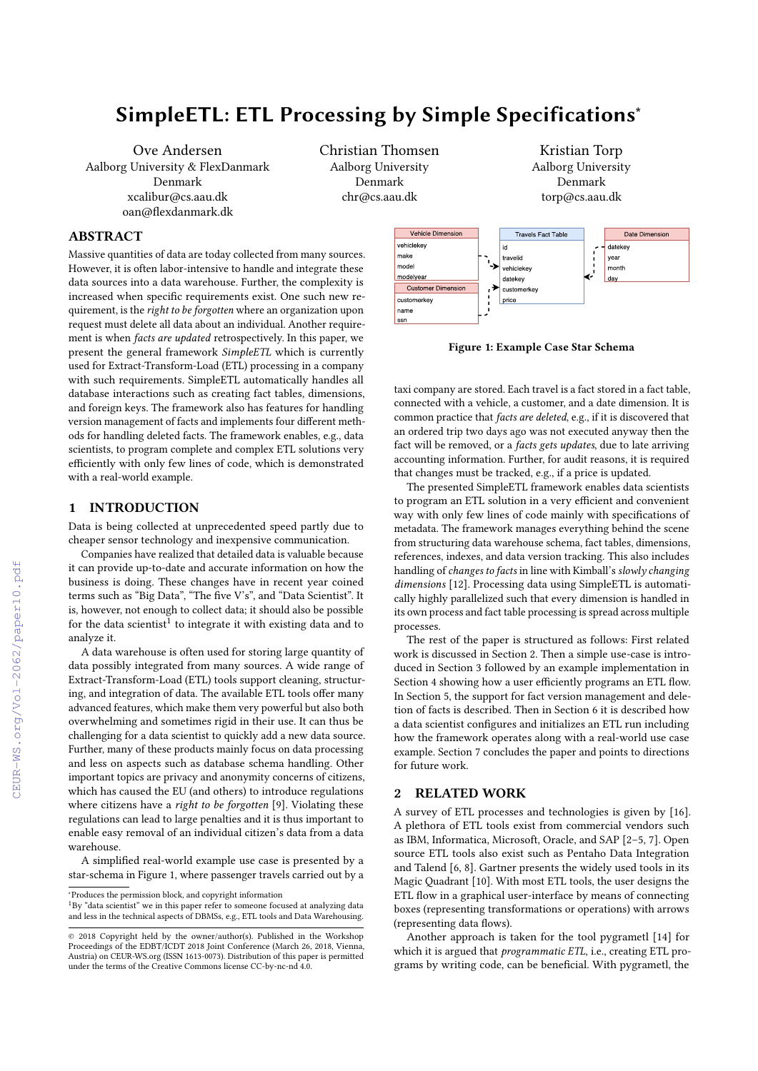# SimpleETL: ETL Processing by Simple Specifications*

Ove Andersen
Aalborg University & FlexDanmark
Denmark
xcalibur@cs.aau.dk
oan@flexdanmark.dk

Christian Thomsen
Aalborg University
Denmark
chr@cs.aau.dk

Kristian Torp
Aalborg University
Denmark
torp@cs.aau.dk

## ABSTRACT

Massive quantities of data are today collected from many sources. However, it is often labor-intensive to handle and integrate these data sources into a data warehouse. Further, the complexity is increased when specific requirements exist. One such new requirement, is the *right to be forgotten* where an organization upon request must delete all data about an individual. Another requirement is when *facts are updated* retrospectively. In this paper, we present the general framework *SimpleETL* which is currently used for Extract-Transform-Load (ETL) processing in a company with such requirements. SimpleETL automatically handles all database interactions such as creating fact tables, dimensions, and foreign keys. The framework also has features for handling version management of facts and implements four different methods for handling deleted facts. The framework enables, e.g., data scientists, to program complete and complex ETL solutions very efficiently with only few lines of code, which is demonstrated with a real-world example.

## 1 INTRODUCTION

Data is being collected at unprecedented speed partly due to cheaper sensor technology and inexpensive communication.

Companies have realized that detailed data is valuable because it can provide up-to-date and accurate information on how the business is doing. These changes have in recent year coined terms such as "Big Data", "The five V's", and "Data Scientist". It is, however, not enough to collect data; it should also be possible for the data scientist[1] to integrate it with existing data and to analyze it.

A data warehouse is often used for storing large quantity of data possibly integrated from many sources. A wide range of Extract-Transform-Load (ETL) tools support cleaning, structuring, and integration of data. The available ETL tools offer many advanced features, which make them very powerful but also both overwhelming and sometimes rigid in their use. It can thus be challenging for a data scientist to quickly add a new data source. Further, many of these products mainly focus on data processing and less on aspects such as database schema handling. Other important topics are privacy and anonymity concerns of citizens, which has caused the EU (and others) to introduce regulations where citizens have a *right to be forgotten* [9]. Violating these regulations can lead to large penalties and it is thus important to enable easy removal of an individual citizen's data from a data warehouse.

A simplified real-world example use case is presented by a star-schema in Figure 1, where passenger travels carried out by a taxi company are stored. Each travel is a fact stored in a fact table, connected with a vehicle, a customer, and a date dimension. It is common practice that *facts are deleted*, e.g., if it is discovered that an ordered trip two days ago was not executed anyway then the fact will be removed, or a *facts gets updates*, due to late arriving accounting information. Further, for audit reasons, it is required that changes must be tracked, e.g., if a price is updated.

Vehicle Dimension: vehiclekey, make, model, modelyear
Customer Dimension: customerkey, name, ssn
Travels Fact Table: id, travelid, vehiclekey, datekey, customerkey, price
Date Dimension: datekey, year, month, day

**Figure 1: Example Case Star Schema**

The presented SimpleETL framework enables data scientists to program an ETL solution in a very efficient and convenient way with only few lines of code mainly with specifications of metadata. The framework manages everything behind the scene from structuring data warehouse schema, fact tables, dimensions, references, indexes, and data version tracking. This also includes handling of *changes to facts* in line with Kimball's *slowly changing dimensions* [12]. Processing data using SimpleETL is automatically highly parallelized such that every dimension is handled in its own process and fact table processing is spread across multiple processes.

The rest of the paper is structured as follows: First related work is discussed in Section 2. Then a simple use-case is introduced in Section 3 followed by an example implementation in Section 4 showing how a user efficiently programs an ETL flow. In Section 5, the support for fact version management and deletion of facts is described. Then in Section 6 it is described how a data scientist configures and initializes an ETL run including how the framework operates along with a real-world use case example. Section 7 concludes the paper and points to directions for future work.

## 2 RELATED WORK

A survey of ETL processes and technologies is given by [16]. A plethora of ETL tools exist from commercial vendors such as IBM, Informatica, Microsoft, Oracle, and SAP [2–5, 7]. Open source ETL tools also exist such as Pentaho Data Integration and Talend [6, 8]. Gartner presents the widely used tools in its Magic Quadrant [10]. With most ETL tools, the user designs the ETL flow in a graphical user-interface by means of connecting boxes (representing transformations or operations) with arrows (representing data flows).

Another approach is taken for the tool pygrametl [14] for which it is argued that *programmatic ETL*, i.e., creating ETL programs by writing code, can be beneficial. With pygrametl, the

*Produces the permission block, and copyright information
[1] By "data scientist" we in this paper refer to someone focused at analyzing data and less in the technical aspects of DBMSs, e.g., ETL tools and Data Warehousing.

© 2018 Copyright held by the owner/author(s). Published in the Workshop Proceedings of the EDBT/ICDT 2018 Joint Conference (March 26, 2018, Vienna, Austria) on CEUR-WS.org (ISSN 1613-0073). Distribution of this paper is permitted under the terms of the Creative Commons license CC-by-nc-nd 4.0.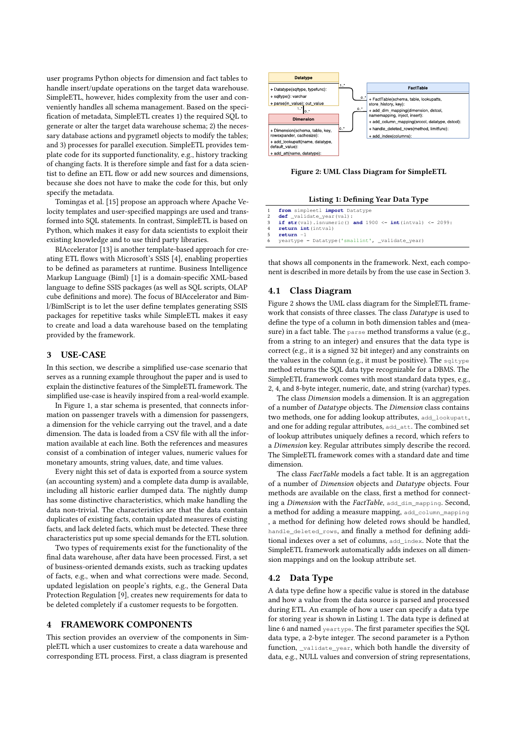user programs Python objects for dimension and fact tables to handle insert/update operations on the target data warehouse. SimpleETL, however, hides complexity from the user and conveniently handles all schema management. Based on the specification of metadata, SimpleETL creates 1) the required SQL to generate or alter the target data warehouse schema; 2) the necessary database actions and pygrametl objects to modify the tables; and 3) processes for parallel execution. SimpleETL provides template code for its supported functionality, e.g., history tracking of changing facts. It is therefore simple and fast for a data scientist to define an ETL flow or add new sources and dimensions, because she does not have to make the code for this, but only specify the metadata.

Tomingas et al. [15] propose an approach where Apache Velocity templates and user-specified mappings are used and transformed into SQL statements. In contrast, SimpleETL is based on Python, which makes it easy for data scientists to exploit their existing knowledge and to use third party libraries.

BIAccelerator [13] is another template-based approach for creating ETL flows with Microsoft's SSIS [4], enabling properties to be defined as parameters at runtime. Business Intelligence Markup Language (Biml) [1] is a domain-specific XML-based language to define SSIS packages (as well as SQL scripts, OLAP cube definitions and more). The focus of BIAccelerator and Biml/BimlScript is to let the user define templates generating SSIS packages for repetitive tasks while SimpleETL makes it easy to create and load a data warehouse based on the templating provided by the framework.

## 3 USE-CASE

In this section, we describe a simplified use-case scenario that serves as a running example throughout the paper and is used to explain the distinctive features of the SimpleETL framework. The simplified use-case is heavily inspired from a real-world example.

In Figure 1, a star schema is presented, that connects information on passenger travels with a dimension for passengers, a dimension for the vehicle carrying out the travel, and a date dimension. The data is loaded from a CSV file with all the information available at each line. Both the references and measures consist of a combination of integer values, numeric values for monetary amounts, string values, date, and time values.

Every night this set of data is exported from a source system (an accounting system) and a complete data dump is available, including all historic earlier dumped data. The nightly dump has some distinctive characteristics, which make handling the data non-trivial. The characteristics are that the data contain duplicates of existing facts, contain updated measures of existing facts, and lack deleted facts, which must be detected. These three characteristics put up some special demands for the ETL solution.

Two types of requirements exist for the functionality of the final data warehouse, after data have been processed. First, a set of business-oriented demands exists, such as tracking updates of facts, e.g., when and what corrections were made. Second, updated legislation on people's rights, e.g., the General Data Protection Regulation [9], creates new requirements for data to be deleted completely if a customer requests to be forgotten.

## 4 FRAMEWORK COMPONENTS

This section provides an overview of the components in SimpleETL which a user customizes to create a data warehouse and corresponding ETL process. First, a class diagram is presented

**Datatype**
- + Datatype(sqltype, typefunc):
- + sqltype(): varchar
- + parse(in_value): out_value

**Dimension**
- + Dimension(schema, table, key, rowexpander, cachesize):
- + add_lookupatt(name, datatype, default_value):
- + add_att(name, datatype):

**FactTable**
- + FactTable(schema, table, lookupatts, store_history, key):
- + add_dim_mapping(dimension, dstcol, namemapping, inject, insert):
- + add_column_mapping(srccol, datatype, dstcol):
- + handle_deleted_rows(method, limitfunc):
- + add_index(columns):

Figure 2: UML Class Diagram for SimpleETL

Listing 1: Defining Year Data Type

```
1  from simpleetl import Datatype
2  def _validate_year(val):
3  if str(val).isnumeric() and 1900 <= int(intval) <= 2099:
4  return int(intval)
5  return -1
6  yeartype = Datatype('smallint', _validate_year)
```

that shows all components in the framework. Next, each component is described in more details by from the use case in Section 3.

### 4.1 Class Diagram

Figure 2 shows the UML class diagram for the SimpleETL framework that consists of three classes. The class *Datatype* is used to define the type of a column in both dimension tables and (measure) in a fact table. The `parse` method transforms a value (e.g., from a string to an integer) and ensures that the data type is correct (e.g., it is a signed 32 bit integer) and any constraints on the values in the column (e.g., it must be positive). The `sqltype` method returns the SQL data type recognizable for a DBMS. The SimpleETL framework comes with most standard data types, e.g., 2, 4, and 8-byte integer, numeric, date, and string (varchar) types.

The class *Dimension* models a dimension. It is an aggregation of a number of *Datatype* objects. The *Dimension* class contains two methods, one for adding lookup attributes, `add_lookupatt`, and one for adding regular attributes, `add_att`. The combined set of lookup attributes uniquely defines a record, which refers to a *Dimension* key. Regular attributes simply describe the record. The SimpleETL framework comes with a standard date and time dimension.

The class *FactTable* models a fact table. It is an aggregation of a number of *Dimension* objects and *Datatype* objects. Four methods are available on the class, first a method for connecting a *Dimension* with the *FactTable*, `add_dim_mapping`. Second, a method for adding a measure mapping, `add_column_mapping`, a method for defining how deleted rows should be handled, `handle_deleted_rows`, and finally a method for defining additional indexes over a set of columns, `add_index`. Note that the SimpleETL framework automatically adds indexes on all dimension mappings and on the lookup attribute set.

### 4.2 Data Type

A data type define how a specific value is stored in the database and how a value from the data source is parsed and processed during ETL. An example of how a user can specify a data type for storing year is shown in Listing 1. The data type is defined at line 6 and named `yeartype`. The first parameter specifies the SQL data type, a 2-byte integer. The second parameter is a Python function, `_validate_year`, which both handle the diversity of data, e.g., NULL values and conversion of string representations,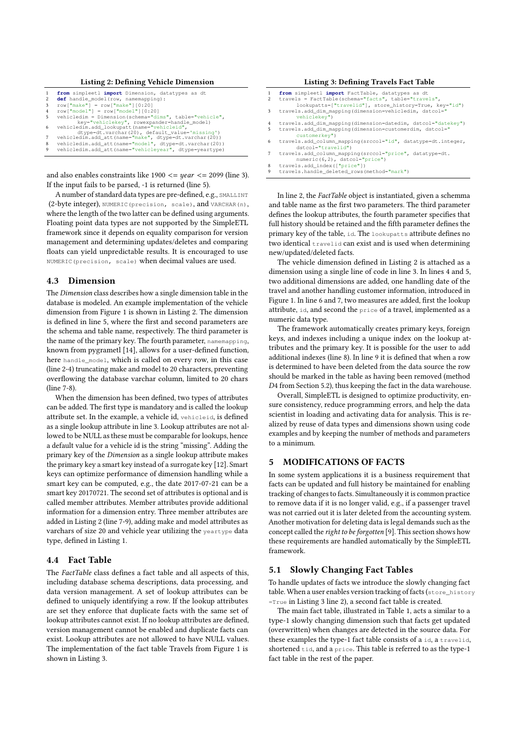**Listing 2: Defining Vehicle Dimension**

```
1  from simpleetl import Dimension, datatypes as dt
2  def handle_model(row, namemapping):
3  row["make"] = row["make"][0:20]
4  row["model"] = row["model"][0:20]
5  vehicledim = Dimension(schema="dims", table="vehicle",
       key="vehiclekey", rowexpander=handle_model)
6  vehicledim.add_lookupatt(name="vehicleid",
       dtype=dt.varchar(20), default_value='missing')
7  vehicledim.add_att(name="make", dtype=dt.varchar(20))
8  vehicledim.add_att(name="model", dtype=dt.varchar(20))
9  vehicledim.add_att(name="vehicleyear", dtype=yeartype)
```

and also enables constraints like 1900 <= *year* <= 2099 (line 3). If the input fails to be parsed, -1 is returned (line 5).

A number of standard data types are pre-defined, e.g., `SMALLINT` (2-byte integer), `NUMERIC(precision, scale)`, and `VARCHAR(n)`, where the length of the two latter can be defined using arguments. Floating point data types are not supported by the SimpleETL framework since it depends on equality comparison for version management and determining updates/deletes and comparing floats can yield unpredictable results. It is encouraged to use `NUMERIC(precision, scale)` when decimal values are used.

## 4.3 Dimension

The *Dimension* class describes how a single dimension table in the database is modeled. An example implementation of the vehicle dimension from Figure 1 is shown in Listing 2. The dimension is defined in line 5, where the first and second parameters are the schema and table name, respectively. The third parameter is the name of the primary key. The fourth parameter, `namemapping`, known from pygrametl [14], allows for a user-defined function, here `handle_model`, which is called on every row, in this case (line 2-4) truncating make and model to 20 characters, preventing overflowing the database varchar column, limited to 20 chars (line 7-8).

When the dimension has been defined, two types of attributes can be added. The first type is mandatory and is called the lookup attribute set. In the example, a vehicle id, `vehicleid`, is defined as a single lookup attribute in line 3. Lookup attributes are not allowed to be NULL as these must be comparable for lookups, hence a default value for a vehicle id is the string "missing". Adding the primary key of the *Dimension* as a single lookup attribute makes the primary key a smart key instead of a surrogate key [12]. Smart keys can optimize performance of dimension handling while a smart key can be computed, e.g., the date 2017-07-21 can be a smart key 20170721. The second set of attributes is optional and is called member attributes. Member attributes provide additional information for a dimension entry. Three member attributes are added in Listing 2 (line 7-9), adding make and model attributes as varchars of size 20 and vehicle year utilizing the `yeartype` data type, defined in Listing 1.

## 4.4 Fact Table

The *FactTable* class defines a fact table and all aspects of this, including database schema descriptions, data processing, and data version management. A set of lookup attributes can be defined to uniquely identifying a row. If the lookup attributes are set they enforce that duplicate facts with the same set of lookup attributes cannot exist. If no lookup attributes are defined, version management cannot be enabled and duplicate facts can exist. Lookup attributes are not allowed to have NULL values. The implementation of the fact table Travels from Figure 1 is shown in Listing 3.

**Listing 3: Defining Travels Fact Table**

```
1  from simpleetl import FactTable, datatypes as dt
2  travels = FactTable(schema="facts", table="travels",
       lookupatts=["travelid"], store_history=True, key="id")
3  travels.add_dim_mapping(dimension=vehicledim, dstcol="
       vehiclekey")
4  travels.add_dim_mapping(dimension=datedim, dstcol="datekey")
5  travels.add_dim_mapping(dimension=customerdim, dstcol="
       customerkey")
6  travels.add_column_mapping(srccol="id", datatype=dt.integer,
       dstcol="travelid")
7  travels.add_column_mapping(srccol="price", datatype=dt.
       numeric(6,2), dstcol="price")
8  travels.add_index(["price"])
9  travels.handle_deleted_rows(method="mark")
```

In line 2, the *FactTable* object is instantiated, given a schemma and table name as the first two parameters. The third parameter defines the lookup attributes, the fourth parameter specifies that full history should be retained and the fifth parameter defines the primary key of the table, `id`. The `lookupatts` attribute defines no two identical `travelid` can exist and is used when determining new/updated/deleted facts.

The vehicle dimension defined in Listing 2 is attached as a dimension using a single line of code in line 3. In lines 4 and 5, two additional dimensions are added, one handling date of the travel and another handling customer information, introduced in Figure 1. In line 6 and 7, two measures are added, first the lookup attribute, `id`, and second the `price` of a travel, implemented as a numeric data type.

The framework automatically creates primary keys, foreign keys, and indexes including a unique index on the lookup attributes and the primary key. It is possible for the user to add additional indexes (line 8). In line 9 it is defined that when a row is determined to have been deleted from the data source the row should be marked in the table as having been removed (method *D4* from Section 5.2), thus keeping the fact in the data warehouse.

Overall, SimpleETL is designed to optimize productivity, ensure consistency, reduce programming errors, and help the data scientist in loading and activating data for analysis. This is realized by reuse of data types and dimensions shown using code examples and by keeping the number of methods and parameters to a minimum.

# 5 MODIFICATIONS OF FACTS

In some system applications it is a business requirement that facts can be updated and full history be maintained for enabling tracking of changes to facts. Simultaneously it is common practice to remove data if it is no longer valid, e.g., if a passenger travel was not carried out it is later deleted from the accounting system. Another motivation for deleting data is legal demands such as the concept called the *right to be forgotten* [9]. This section shows how these requirements are handled automatically by the SimpleETL framework.

## 5.1 Slowly Changing Fact Tables

To handle updates of facts we introduce the slowly changing fact table. When a user enables version tracking of facts (`store_history =True` in Listing 3 line 2), a second fact table is created.

The main fact table, illustrated in Table 1, acts a similar to a type-1 slowly changing dimension such that facts get updated (overwritten) when changes are detected in the source data. For these examples the type-1 fact table consists of a `id`, a `travelid`, shortened `tid`, and a `price`. This table is referred to as the type-1 fact table in the rest of the paper.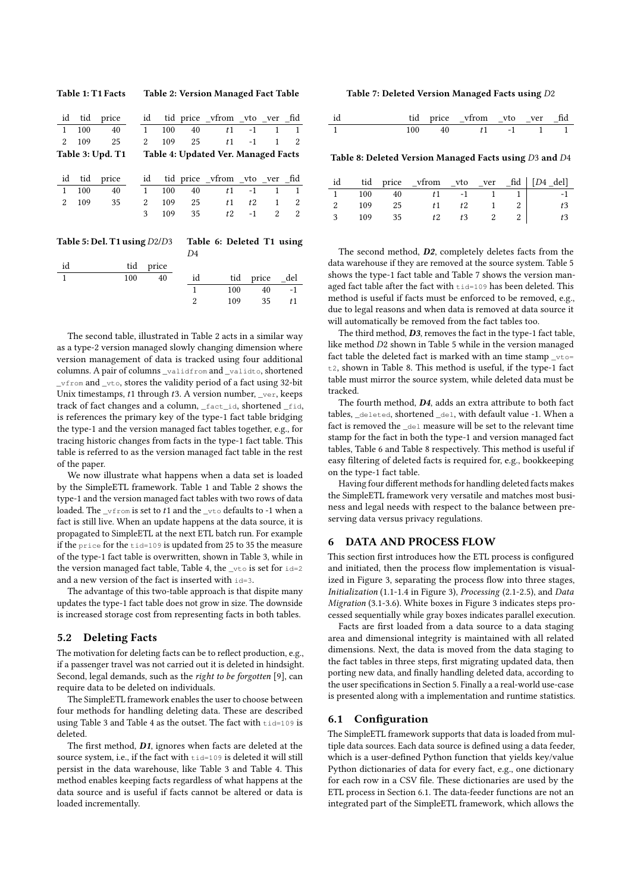**Table 1: T1 Facts**

| id | tid | price |
|---|---|---|
| 1 | 100 | 40 |
| 2 | 109 | 25 |

**Table 2: Version Managed Fact Table**

| id | tid | price | _vfrom | _vto | _ver | _fid |
|---|---|---|---|---|---|---|
| 1 | 100 | 40 | $t1$ | -1 | 1 | 1 |
| 2 | 109 | 25 | $t1$ | -1 | 1 | 2 |

**Table 3: Upd. T1**

| id | tid | price |
|---|---|---|
| 1 | 100 | 40 |
| 2 | 109 | 35 |

**Table 4: Updated Ver. Managed Facts**

| id | tid | price | _vfrom | _vto | _ver | _fid |
|---|---|---|---|---|---|---|
| 1 | 100 | 40 | $t1$ | -1 | 1 | 1 |
| 2 | 109 | 25 | $t1$ | $t2$ | 1 | 2 |
| 3 | 109 | 35 | $t2$ | -1 | 2 | 2 |

**Table 5: Del. T1 using $D2$/$D3$**

| id | tid | price |
|---|---|---|
| 1 | 100 | 40 |

**Table 6: Deleted T1 using $D4$**

| id | tid | price | _del |
|---|---|---|---|
| 1 | 100 | 40 | -1 |
| 2 | 109 | 35 | $t1$ |

The second table, illustrated in Table 2 acts in a similar way as a type-2 version managed slowly changing dimension where version management of data is tracked using four additional columns. A pair of columns `_validfrom` and `_validto`, shortened `_vfrom` and `_vto`, stores the validity period of a fact using 32-bit Unix timestamps, $t1$ through $t3$. A version number, `_ver`, keeps track of fact changes and a column, `_fact_id`, shortened `_fid`, is references the primary key of the type-1 fact table bridging the type-1 and the version managed fact tables together, e.g., for tracing historic changes from facts in the type-1 fact table. This table is referred to as the version managed fact table in the rest of the paper.

We now illustrate what happens when a data set is loaded by the SimpleETL framework. Table 1 and Table 2 shows the type-1 and the version managed fact tables with two rows of data loaded. The `_vfrom` is set to $t1$ and the `_vto` defaults to -1 when a fact is still live. When an update happens at the data source, it is propagated to SimpleETL at the next ETL batch run. For example if the `price` for the `tid=109` is updated from 25 to 35 the measure of the type-1 fact table is overwritten, shown in Table 3, while in the version managed fact table, Table 4, the `_vto` is set for `id=2` and a new version of the fact is inserted with `id=3`.

The advantage of this two-table approach is that dispite many updates the type-1 fact table does not grow in size. The downside is increased storage cost from representing facts in both tables.

## 5.2 Deleting Facts

The motivation for deleting facts can be to reflect production, e.g., if a passenger travel was not carried out it is deleted in hindsight. Second, legal demands, such as the *right to be forgotten* [9], can require data to be deleted on individuals.

The SimpleETL framework enables the user to choose between four methods for handling deleting data. These are described using Table 3 and Table 4 as the outset. The fact with `tid=109` is deleted.

The first method, ***D1***, ignores when facts are deleted at the source system, i.e., if the fact with `tid=109` is deleted it will still persist in the data warehouse, like Table 3 and Table 4. This method enables keeping facts regardless of what happens at the data source and is useful if facts cannot be altered or data is loaded incrementally.

**Table 7: Deleted Version Managed Facts using $D2$**

| id | tid | price | _vfrom | _vto | _ver | _fid |
|---|---|---|---|---|---|---|
| 1 | 100 | 40 | $t1$ | -1 | 1 | 1 |

**Table 8: Deleted Version Managed Facts using $D3$ and $D4$**

| id | tid | price | _vfrom | _vto | _ver | _fid | [$D4$ _del] |
|---|---|---|---|---|---|---|---|
| 1 | 100 | 40 | $t1$ | -1 | 1 | 1 | -1 |
| 2 | 109 | 25 | $t1$ | $t2$ | 1 | 2 | $t3$ |
| 3 | 109 | 35 | $t2$ | $t3$ | 2 | 2 | $t3$ |

The second method, ***D2***, completely deletes facts from the data warehouse if they are removed at the source system. Table 5 shows the type-1 fact table and Table 7 shows the version managed fact table after the fact with `tid=109` has been deleted. This method is useful if facts must be enforced to be removed, e.g., due to legal reasons and when data is removed at data source it will automatically be removed from the fact tables too.

The third method, ***D3***, removes the fact in the type-1 fact table, like method $D2$ shown in Table 5 while in the version managed fact table the deleted fact is marked with an time stamp `_vto=t2`, shown in Table 8. This method is useful, if the type-1 fact table must mirror the source system, while deleted data must be tracked.

The fourth method, ***D4***, adds an extra attribute to both fact tables, `_deleted`, shortened `_del`, with default value -1. When a fact is removed the `_del` measure will be set to the relevant time stamp for the fact in both the type-1 and version managed fact tables, Table 6 and Table 8 respectively. This method is useful if easy filtering of deleted facts is required for, e.g., bookkeeping on the type-1 fact table.

Having four different methods for handling deleted facts makes the SimpleETL framework very versatile and matches most business and legal needs with respect to the balance between preserving data versus privacy regulations.

# 6 DATA AND PROCESS FLOW

This section first introduces how the ETL process is configured and initiated, then the process flow implementation is visualized in Figure 3, separating the process flow into three stages, *Initialization* (1.1-1.4 in Figure 3), *Processing* (2.1-2.5), and *Data Migration* (3.1-3.6). White boxes in Figure 3 indicates steps processed sequentially while gray boxes indicates parallel execution.

Facts are first loaded from a data source to a data staging area and dimensional integrity is maintained with all related dimensions. Next, the data is moved from the data staging to the fact tables in three steps, first migrating updated data, then porting new data, and finally handling deleted data, according to the user specifications in Section 5. Finally a a real-world use-case is presented along with a implementation and runtime statistics.

## 6.1 Configuration

The SimpleETL framework supports that data is loaded from multiple data sources. Each data source is defined using a data feeder, which is a user-defined Python function that yields key/value Python dictionaries of data for every fact, e.g., one dictionary for each row in a CSV file. These dictionaries are used by the ETL process in Section 6.1. The data-feeder functions are not an integrated part of the SimpleETL framework, which allows the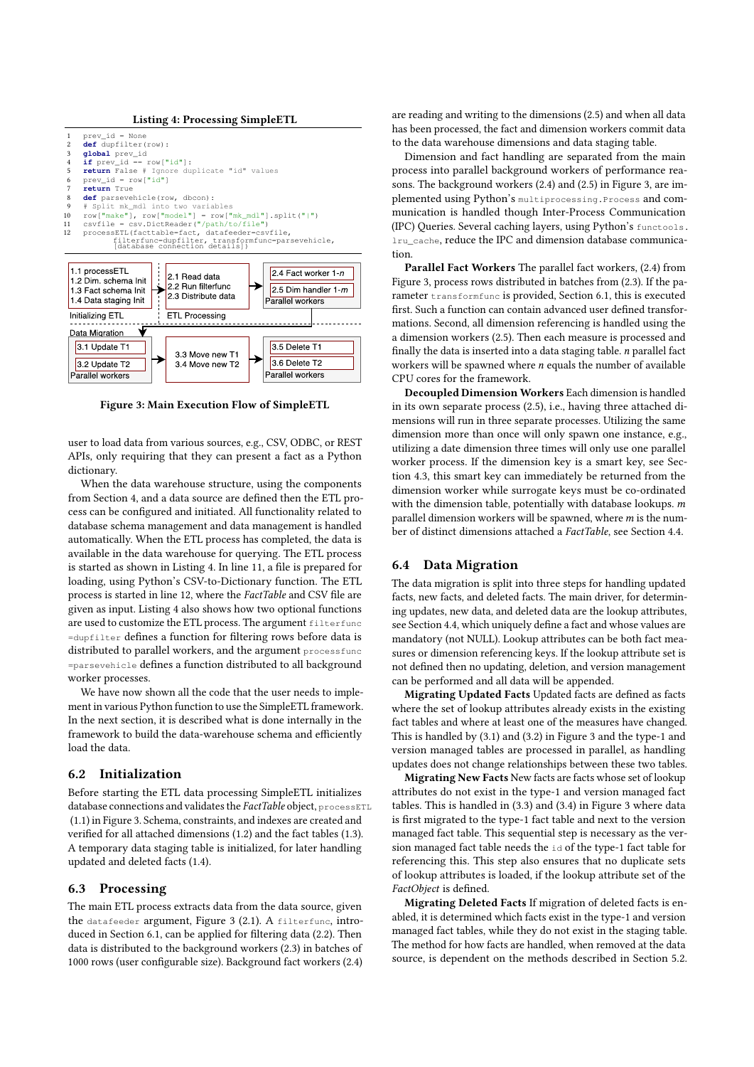**Listing 4: Processing SimpleETL**

```
1   prev_id = None
2   def dupfilter(row):
3   global prev_id
4   if prev_id == row["id"]:
5   return False # Ignore duplicate "id" values
6   prev_id = row["id"]
7   return True
8   def parsevehicle(row, dbcon):
9   # Split mk_mdl into two variables
10  row["make"], row["model"] = row["mk_mdl"].split("|")
11  csvfile = csv.DictReader("/path/to/file")
12  processETL(facttable=fact, datafeeder=csvfile,
        filterfunc=dupfilter, transformfunc=parsevehicle,
        [database connection details])
```

| Initializing ETL | ETL Processing | Parallel workers |
|---|---|---|
| 1.1 processETL | 2.1 Read data | 2.4 Fact worker 1-*n* |
| 1.2 Dim. schema Init | 2.2 Run filterfunc | 2.5 Dim handler 1-*m* |
| 1.3 Fact schema Init | 2.3 Distribute data | |
| 1.4 Data staging Init | | |

Data Migration

| Parallel workers | | Parallel workers |
|---|---|---|
| 3.1 Update T1 | 3.3 Move new T1 | 3.5 Delete T1 |
| 3.2 Update T2 | 3.4 Move new T2 | 3.6 Delete T2 |

**Figure 3: Main Execution Flow of SimpleETL**

user to load data from various sources, e.g., CSV, ODBC, or REST APIs, only requiring that they can present a fact as a Python dictionary.

When the data warehouse structure, using the components from Section 4, and a data source are defined then the ETL process can be configured and initiated. All functionality related to database schema management and data management is handled automatically. When the ETL process has completed, the data is available in the data warehouse for querying. The ETL process is started as shown in Listing 4. In line 11, a file is prepared for loading, using Python's CSV-to-Dictionary function. The ETL process is started in line 12, where the *FactTable* and CSV file are given as input. Listing 4 also shows how two optional functions are used to customize the ETL process. The argument `filterfunc =dupfilter` defines a function for filtering rows before data is distributed to parallel workers, and the argument `processfunc =parsevehicle` defines a function distributed to all background worker processes.

We have now shown all the code that the user needs to implement in various Python function to use the SimpleETL framework. In the next section, it is described what is done internally in the framework to build the data-warehouse schema and efficiently load the data.

## 6.2 Initialization

Before starting the ETL data processing SimpleETL initializes database connections and validates the *FactTable* object, `processETL` (1.1) in Figure 3. Schema, constraints, and indexes are created and verified for all attached dimensions (1.2) and the fact tables (1.3). A temporary data staging table is initialized, for later handling updated and deleted facts (1.4).

## 6.3 Processing

The main ETL process extracts data from the data source, given the `datafeeder` argument, Figure 3 (2.1). A `filterfunc`, introduced in Section 6.1, can be applied for filtering data (2.2). Then data is distributed to the background workers (2.3) in batches of 1000 rows (user configurable size). Background fact workers (2.4) are reading and writing to the dimensions (2.5) and when all data has been processed, the fact and dimension workers commit data to the data warehouse dimensions and data staging table.

Dimension and fact handling are separated from the main process into parallel background workers of performance reasons. The background workers (2.4) and (2.5) in Figure 3, are implemented using Python's `multiprocessing.Process` and communication is handled though Inter-Process Communication (IPC) Queries. Several caching layers, using Python's `functools.lru_cache`, reduce the IPC and dimension database communication.

**Parallel Fact Workers** The parallel fact workers, (2.4) from Figure 3, process rows distributed in batches from (2.3). If the parameter `transformfunc` is provided, Section 6.1, this is executed first. Such a function can contain advanced user defined transformations. Second, all dimension referencing is handled using the a dimension workers (2.5). Then each measure is processed and finally the data is inserted into a data staging table. *n* parallel fact workers will be spawned where *n* equals the number of available CPU cores for the framework.

**Decoupled Dimension Workers** Each dimension is handled in its own separate process (2.5), i.e., having three attached dimensions will run in three separate processes. Utilizing the same dimension more than once will only spawn one instance, e.g., utilizing a date dimension three times will only use one parallel worker process. If the dimension key is a smart key, see Section 4.3, this smart key can immediately be returned from the dimension worker while surrogate keys must be co-ordinated with the dimension table, potentially with database lookups. *m* parallel dimension workers will be spawned, where *m* is the number of distinct dimensions attached a *FactTable*, see Section 4.4.

## 6.4 Data Migration

The data migration is split into three steps for handling updated facts, new facts, and deleted facts. The main driver, for determining updates, new data, and deleted data are the lookup attributes, see Section 4.4, which uniquely define a fact and whose values are mandatory (not NULL). Lookup attributes can be both fact measures or dimension referencing keys. If the lookup attribute set is not defined then no updating, deletion, and version management can be performed and all data will be appended.

**Migrating Updated Facts** Updated facts are defined as facts where the set of lookup attributes already exists in the existing fact tables and where at least one of the measures have changed. This is handled by (3.1) and (3.2) in Figure 3 and the type-1 and version managed tables are processed in parallel, as handling updates does not change relationships between these two tables.

**Migrating New Facts** New facts are facts whose set of lookup attributes do not exist in the type-1 and version managed fact tables. This is handled in (3.3) and (3.4) in Figure 3 where data is first migrated to the type-1 fact table and next to the version managed fact table. This sequential step is necessary as the version managed fact table needs the `id` of the type-1 fact table for referencing this. This step also ensures that no duplicate sets of lookup attributes is loaded, if the lookup attribute set of the *FactObject* is defined.

**Migrating Deleted Facts** If migration of deleted facts is enabled, it is determined which facts exist in the type-1 and version managed fact tables, while they do not exist in the staging table. The method for how facts are handled, when removed at the data source, is dependent on the methods described in Section 5.2.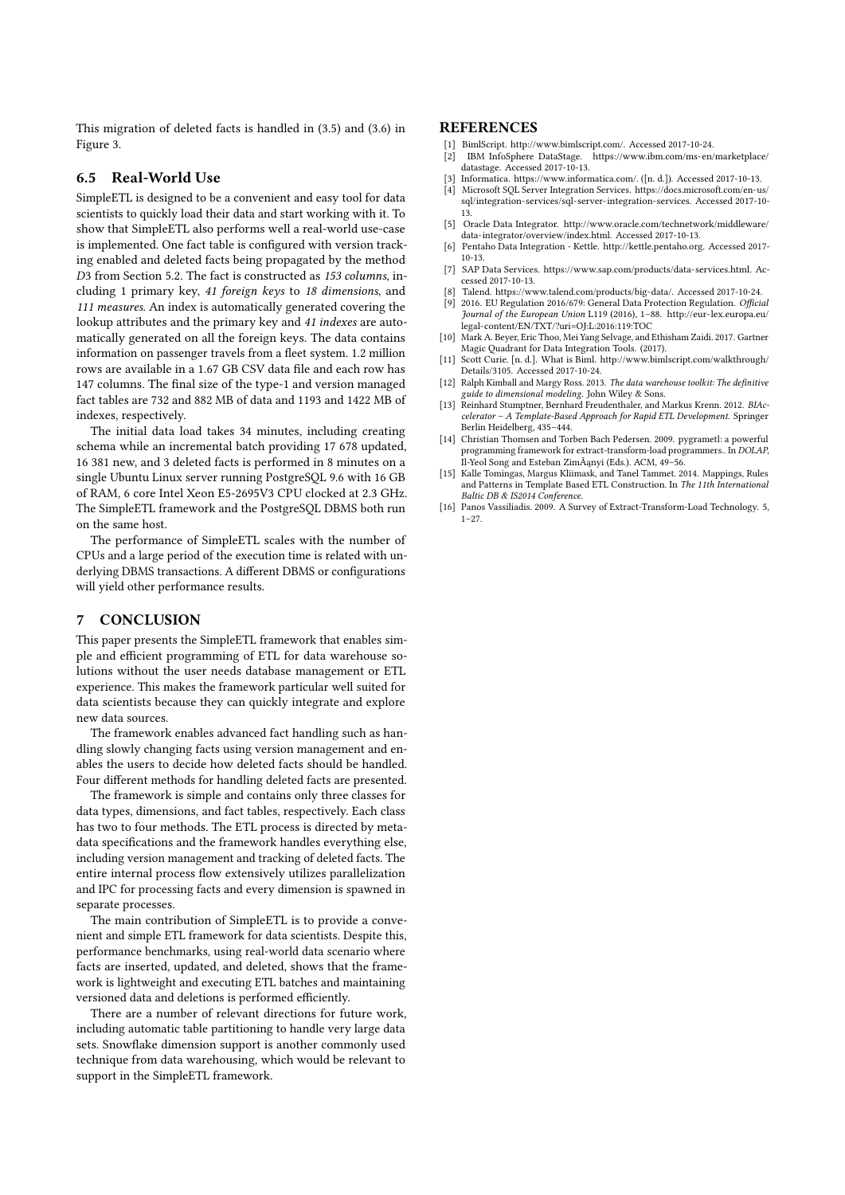This migration of deleted facts is handled in (3.5) and (3.6) in Figure 3.

## 6.5 Real-World Use

SimpleETL is designed to be a convenient and easy tool for data scientists to quickly load their data and start working with it. To show that SimpleETL also performs well a real-world use-case is implemented. One fact table is configured with version tracking enabled and deleted facts being propagated by the method *D*3 from Section 5.2. The fact is constructed as *153 columns*, including 1 primary key, *41 foreign keys* to *18 dimensions*, and *111 measures*. An index is automatically generated covering the lookup attributes and the primary key and *41 indexes* are automatically generated on all the foreign keys. The data contains information on passenger travels from a fleet system. 1.2 million rows are available in a 1.67 GB CSV data file and each row has 147 columns. The final size of the type-1 and version managed fact tables are 732 and 882 MB of data and 1193 and 1422 MB of indexes, respectively.

The initial data load takes 34 minutes, including creating schema while an incremental batch providing 17 678 updated, 16 381 new, and 3 deleted facts is performed in 8 minutes on a single Ubuntu Linux server running PostgreSQL 9.6 with 16 GB of RAM, 6 core Intel Xeon E5-2695V3 CPU clocked at 2.3 GHz. The SimpleETL framework and the PostgreSQL DBMS both run on the same host.

The performance of SimpleETL scales with the number of CPUs and a large period of the execution time is related with underlying DBMS transactions. A different DBMS or configurations will yield other performance results.

# 7 CONCLUSION

This paper presents the SimpleETL framework that enables simple and efficient programming of ETL for data warehouse solutions without the user needs database management or ETL experience. This makes the framework particular well suited for data scientists because they can quickly integrate and explore new data sources.

The framework enables advanced fact handling such as handling slowly changing facts using version management and enables the users to decide how deleted facts should be handled. Four different methods for handling deleted facts are presented.

The framework is simple and contains only three classes for data types, dimensions, and fact tables, respectively. Each class has two to four methods. The ETL process is directed by metadata specifications and the framework handles everything else, including version management and tracking of deleted facts. The entire internal process flow extensively utilizes parallelization and IPC for processing facts and every dimension is spawned in separate processes.

The main contribution of SimpleETL is to provide a convenient and simple ETL framework for data scientists. Despite this, performance benchmarks, using real-world data scenario where facts are inserted, updated, and deleted, shows that the framework is lightweight and executing ETL batches and maintaining versioned data and deletions is performed efficiently.

There are a number of relevant directions for future work, including automatic table partitioning to handle very large data sets. Snowflake dimension support is another commonly used technique from data warehousing, which would be relevant to support in the SimpleETL framework.

# REFERENCES

- [1] BimlScript. http://www.bimlscript.com/. Accessed 2017-10-24.
- [2] IBM InfoSphere DataStage. https://www.ibm.com/ms-en/marketplace/datastage. Accessed 2017-10-13.
- [3] Informatica. https://www.informatica.com/. ([n. d.]). Accessed 2017-10-13.
- [4] Microsoft SQL Server Integration Services. https://docs.microsoft.com/en-us/sql/integration-services/sql-server-integration-services. Accessed 2017-10-13.
- [5] Oracle Data Integrator. http://www.oracle.com/technetwork/middleware/data-integrator/overview/index.html. Accessed 2017-10-13.
- [6] Pentaho Data Integration - Kettle. http://kettle.pentaho.org. Accessed 2017-10-13.
- [7] SAP Data Services. https://www.sap.com/products/data-services.html. Accessed 2017-10-13.
- [8] Talend. https://www.talend.com/products/big-data/. Accessed 2017-10-24.
- [9] 2016. EU Regulation 2016/679: General Data Protection Regulation. *Official Journal of the European Union* L119 (2016), 1–88. http://eur-lex.europa.eu/legal-content/EN/TXT/?uri=OJ:L:2016:119:TOC
- [10] Mark A. Beyer, Eric Thoo, Mei Yang Selvage, and Ethisham Zaidi. 2017. Gartner Magic Quadrant for Data Integration Tools. (2017).
- [11] Scott Curie. [n. d.]. What is Biml. http://www.bimlscript.com/walkthrough/Details/3105. Accessed 2017-10-24.
- [12] Ralph Kimball and Margy Ross. 2013. *The data warehouse toolkit: The definitive guide to dimensional modeling*. John Wiley & Sons.
- [13] Reinhard Stumptner, Bernhard Freudenthaler, and Markus Krenn. 2012. *BIAccelerator – A Template-Based Approach for Rapid ETL Development.* Springer Berlin Heidelberg, 435–444.
- [14] Christian Thomsen and Torben Bach Pedersen. 2009. pygrametl: a powerful programming framework for extract-transform-load programmers.. In *DOLAP*, Il-Yeol Song and Esteban ZimÃąnyi (Eds.). ACM, 49–56.
- [15] Kalle Tomingas, Margus Kliimask, and Tanel Tammet. 2014. Mappings, Rules and Patterns in Template Based ETL Construction. In *The 11th International Baltic DB & IS2014 Conference.*
- [16] Panos Vassiliadis. 2009. A Survey of Extract-Transform-Load Technology. 5, 1–27.